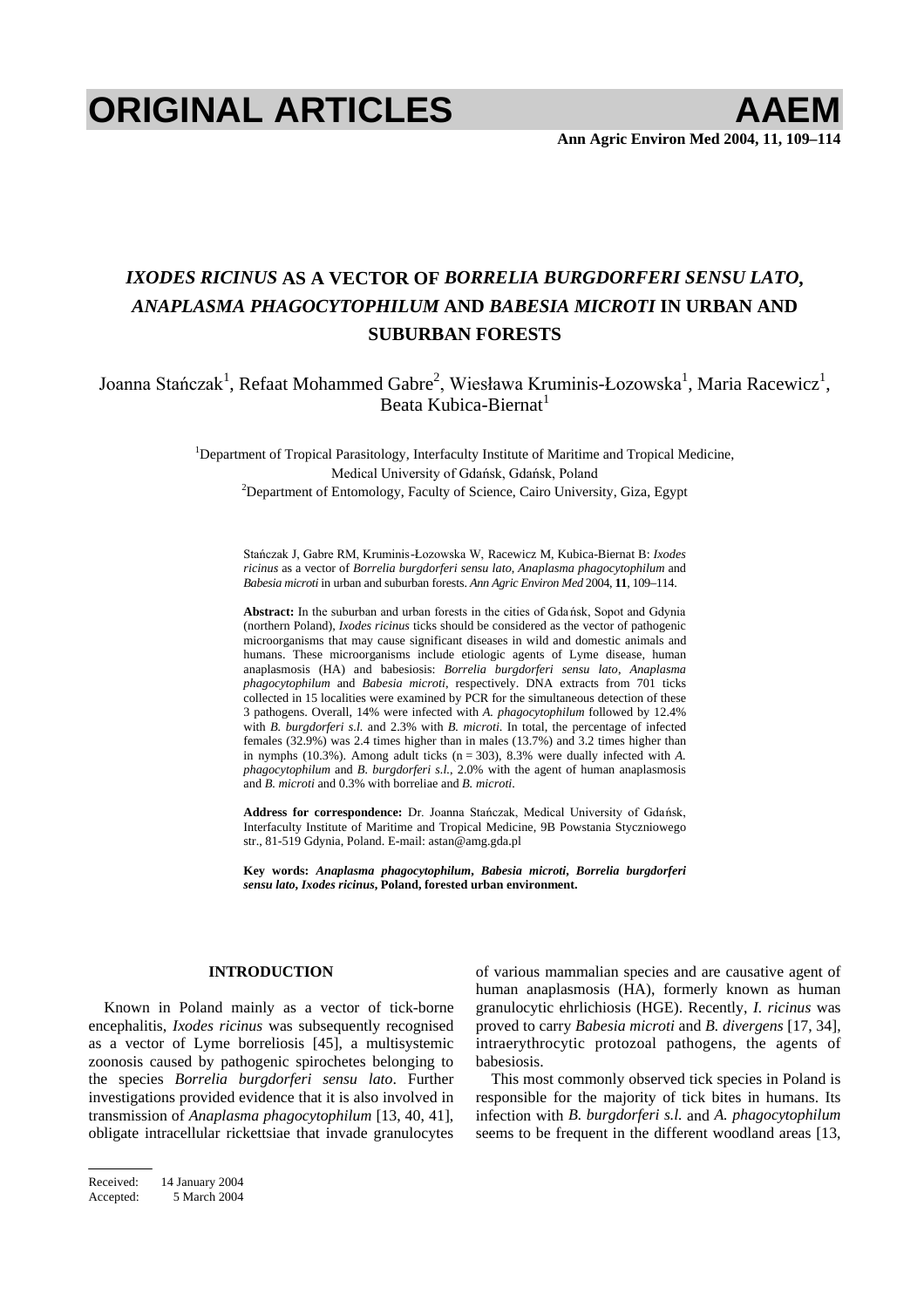# ORIGINAL ARTICLES

# *IXODES RICINUS* AS A VECTOR OF *BORRELIA BURGDORFERI SENSU LATO*, *ANAPLASMA PHAGOCYTOPHILUM* AND *BABESIA MICROTI* IN URBAN AND SUBURBAN FORESTS

Joanna Stańczak[1], Refaat Mohammed Gabre[2], Wiesława Kruminis-Łozowska[1], Maria Racewicz[1], Beata Kubica-Biernat[1]

[1]Department of Tropical Parasitology, Interfaculty Institute of Maritime and Tropical Medicine, Medical University of Gdańsk, Gdańsk, Poland

[2]Department of Entomology, Faculty of Science, Cairo University, Giza, Egypt

Stańczak J, Gabre RM, Kruminis-Łozowska W, Racewicz M, Kubica-Biernat B: *Ixodes ricinus* as a vector of *Borrelia burgdorferi sensu lato*, *Anaplasma phagocytophilum* and *Babesia microti* in urban and suburban forests. *Ann Agric Environ Med* 2004, **11**, 109–114.

**Abstract:** In the suburban and urban forests in the cities of Gdańsk, Sopot and Gdynia (northern Poland), *Ixodes ricinus* ticks should be considered as the vector of pathogenic microorganisms that may cause significant diseases in wild and domestic animals and humans. These microorganisms include etiologic agents of Lyme disease, human anaplasmosis (HA) and babesiosis: *Borrelia burgdorferi sensu lato*, *Anaplasma phagocytophilum* and *Babesia microti*, respectively. DNA extracts from 701 ticks collected in 15 localities were examined by PCR for the simultaneous detection of these 3 pathogens. Overall, 14% were infected with *A. phagocytophilum* followed by 12.4% with *B. burgdorferi s.l.* and 2.3% with *B. microti*. In total, the percentage of infected females (32.9%) was 2.4 times higher than in males (13.7%) and 3.2 times higher than in nymphs (10.3%). Among adult ticks (n = 303), 8.3% were dually infected with *A. phagocytophilum* and *B. burgdorferi s.l.*, 2.0% with the agent of human anaplasmosis and *B. microti* and 0.3% with borreliae and *B. microti*.

**Address for correspondence:** Dr. Joanna Stańczak, Medical University of Gdańsk, Interfaculty Institute of Maritime and Tropical Medicine, 9B Powstania Styczniowego str., 81-519 Gdynia, Poland. E-mail: astan@amg.gda.pl

**Key words:** ***Anaplasma phagocytophilum*, *Babesia microti*, *Borrelia burgdorferi sensu lato*, *Ixodes ricinus*, Poland, forested urban environment.**

## INTRODUCTION

Known in Poland mainly as a vector of tick-borne encephalitis, *Ixodes ricinus* was subsequently recognised as a vector of Lyme borreliosis [45], a multisystemic zoonosis caused by pathogenic spirochetes belonging to the species *Borrelia burgdorferi sensu lato*. Further investigations provided evidence that it is also involved in transmission of *Anaplasma phagocytophilum* [13, 40, 41], obligate intracellular rickettsiae that invade granulocytes of various mammalian species and are causative agent of human anaplasmosis (HA), formerly known as human granulocytic ehrlichiosis (HGE). Recently, *I. ricinus* was proved to carry *Babesia microti* and *B. divergens* [17, 34], intraerythrocytic protozoal pathogens, the agents of babesiosis.

This most commonly observed tick species in Poland is responsible for the majority of tick bites in humans. Its infection with *B. burgdorferi s.l.* and *A. phagocytophilum* seems to be frequent in the different woodland areas [13,

Received: 14 January 2004
Accepted: 5 March 2004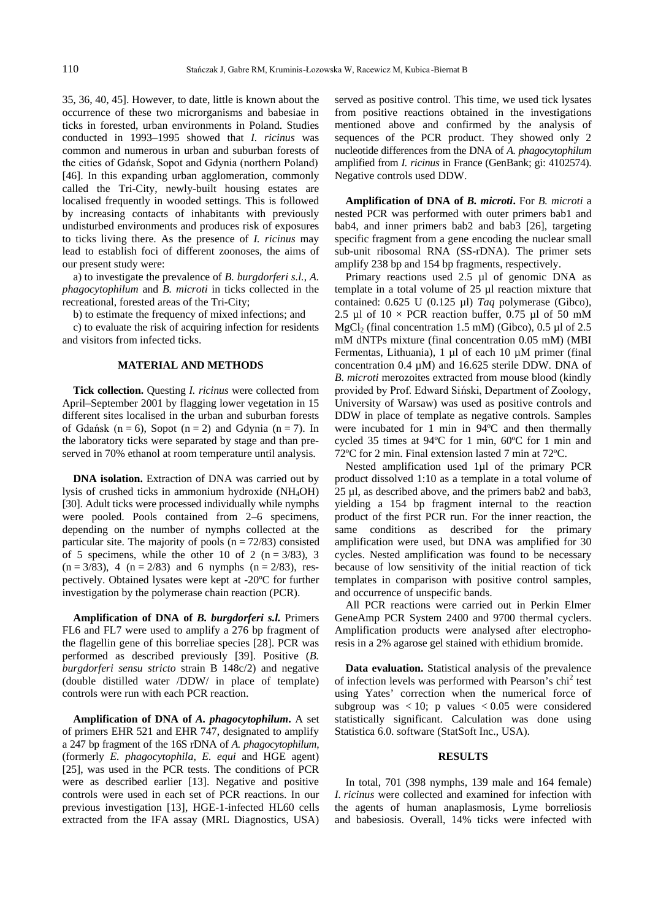35, 36, 40, 45]. However, to date, little is known about the occurrence of these two micrорganisms and babesiae in ticks in forested, urban environments in Poland. Studies conducted in 1993–1995 showed that *I. ricinus* was common and numerous in urban and suburban forests of the cities of Gdańsk, Sopot and Gdynia (northern Poland) [46]. In this expanding urban agglomeration, commonly called the Tri-City, newly-built housing estates are localised frequently in wooded settings. This is followed by increasing contacts of inhabitants with previously undisturbed environments and produces risk of exposures to ticks living there. As the presence of *I. ricinus* may lead to establish foci of different zoonoses, the aims of our present study were:

a) to investigate the prevalence of *B. burgdorferi s.l.*, *A. phagocytophilum* and *B. microti* in ticks collected in the recreational, forested areas of the Tri-City;

b) to estimate the frequency of mixed infections; and

c) to evaluate the risk of acquiring infection for residents and visitors from infected ticks.

## MATERIAL AND METHODS

**Tick collection.** Questing *I. ricinus* were collected from April–September 2001 by flagging lower vegetation in 15 different sites localised in the urban and suburban forests of Gdańsk (n = 6), Sopot (n = 2) and Gdynia (n = 7). In the laboratory ticks were separated by stage and than preserved in 70% ethanol at room temperature until analysis.

**DNA isolation.** Extraction of DNA was carried out by lysis of crushed ticks in ammonium hydroxide ($NH_4OH$) [30]. Adult ticks were processed individually while nymphs were pooled. Pools contained from 2–6 specimens, depending on the number of nymphs collected at the particular site. The majority of pools (n = 72/83) consisted of 5 specimens, while the other 10 of 2 (n = 3/83), 3 (n = 3/83), 4 (n = 2/83) and 6 nymphs (n = 2/83), respectively. Obtained lysates were kept at -20ºC for further investigation by the polymerase chain reaction (PCR).

**Amplification of DNA of *B. burgdorferi s.l.*** Primers FL6 and FL7 were used to amplify a 276 bp fragment of the flagellin gene of this borreliae species [28]. PCR was performed as described previously [39]. Positive (*B. burgdorferi sensu stricto* strain B 148c/2) and negative (double distilled water /DDW/ in place of template) controls were run with each PCR reaction.

**Amplification of DNA of *A. phagocytophilum*.** A set of primers EHR 521 and EHR 747, designated to amplify a 247 bp fragment of the 16S rDNA of *A. phagocytophilum*, (formerly *E. phagocytophila*, *E. equi* and HGE agent) [25], was used in the PCR tests. The conditions of PCR were as described earlier [13]. Negative and positive controls were used in each set of PCR reactions. In our previous investigation [13], HGE-1-infected HL60 cells extracted from the IFA assay (MRL Diagnostics, USA) served as positive control. This time, we used tick lysates from positive reactions obtained in the investigations mentioned above and confirmed by the analysis of sequences of the PCR product. They showed only 2 nucleotide differences from the DNA of *A. phagocytophilum* amplified from *I. ricinus* in France (GenBank; gi: 4102574). Negative controls used DDW.

**Amplification of DNA of *B. microti*.** For *B. microti* a nested PCR was performed with outer primers bab1 and bab4, and inner primers bab2 and bab3 [26], targeting specific fragment from a gene encoding the nuclear small sub-unit ribosomal RNA (SS-rDNA). The primer sets amplify 238 bp and 154 bp fragments, respectively.

Primary reactions used 2.5 µl of genomic DNA as template in a total volume of 25 µl reaction mixture that contained: 0.625 U (0.125 µl) *Taq* polymerase (Gibco), 2.5 µl of 10 × PCR reaction buffer, 0.75 µl of 50 mM $MgCl_2$ (final concentration 1.5 mM) (Gibco), 0.5 µl of 2.5 mM dNTPs mixture (final concentration 0.05 mM) (MBI Fermentas, Lithuania), 1 µl of each 10 µM primer (final concentration 0.4 µM) and 16.625 sterile DDW. DNA of *B. microti* merozoites extracted from mouse blood (kindly provided by Prof. Edward Siński, Department of Zoology, University of Warsaw) was used as positive controls and DDW in place of template as negative controls. Samples were incubated for 1 min in 94ºC and then thermally cycled 35 times at 94ºC for 1 min, 60ºC for 1 min and 72ºC for 2 min. Final extension lasted 7 min at 72ºC.

Nested amplification used 1µl of the primary PCR product dissolved 1:10 as a template in a total volume of 25 µl, as described above, and the primers bab2 and bab3, yielding a 154 bp fragment internal to the reaction product of the first PCR run. For the inner reaction, the same conditions as described for the primary amplification were used, but DNA was amplified for 30 cycles. Nested amplification was found to be necessary because of low sensitivity of the initial reaction of tick templates in comparison with positive control samples, and occurrence of unspecific bands.

All PCR reactions were carried out in Perkin Elmer GeneAmp PCR System 2400 and 9700 thermal cyclers. Amplification products were analysed after electrophoresis in a 2% agarose gel stained with ethidium bromide.

**Data evaluation.** Statistical analysis of the prevalence of infection levels was performed with Pearson's $chi^2$ test using Yates' correction when the numerical force of subgroup was < 10; p values < 0.05 were considered statistically significant. Calculation was done using Statistica 6.0. software (StatSoft Inc., USA).

## RESULTS

In total, 701 (398 nymphs, 139 male and 164 female) *I. ricinus* were collected and examined for infection with the agents of human anaplasmosis, Lyme borreliosis and babesiosis. Overall, 14% ticks were infected with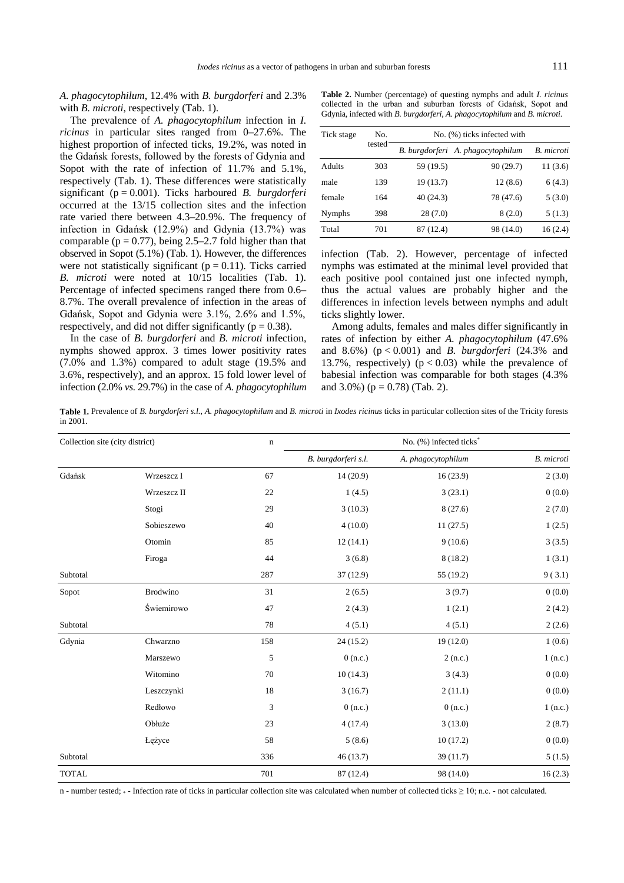*A. phagocytophilum*, 12.4% with *B. burgdorferi* and 2.3% with *B. microti*, respectively (Tab. 1).

The prevalence of *A. phagocytophilum* infection in *I. ricinus* in particular sites ranged from 0–27.6%. The highest proportion of infected ticks, 19.2%, was noted in the Gdańsk forests, followed by the forests of Gdynia and Sopot with the rate of infection of 11.7% and 5.1%, respectively (Tab. 1). These differences were statistically significant ($p = 0.001$). Ticks harboured *B. burgdorferi* occurred at the 13/15 collection sites and the infection rate varied there between 4.3–20.9%. The frequency of infection in Gdańsk (12.9%) and Gdynia (13.7%) was comparable ($p = 0.77$), being 2.5–2.7 fold higher than that observed in Sopot (5.1%) (Tab. 1). However, the differences were not statistically significant ($p = 0.11$). Ticks carried *B. microti* were noted at 10/15 localities (Tab. 1). Percentage of infected specimens ranged there from 0.6–8.7%. The overall prevalence of infection in the areas of Gdańsk, Sopot and Gdynia were 3.1%, 2.6% and 1.5%, respectively, and did not differ significantly ($p = 0.38$).

In the case of *B. burgdorferi* and *B. microti* infection, nymphs showed approx. 3 times lower positivity rates (7.0% and 1.3%) compared to adult stage (19.5% and 3.6%, respectively), and an approx. 15 fold lower level of infection (2.0% *vs.* 29.7%) in the case of *A. phagocytophilum* infection (Tab. 2). However, percentage of infected nymphs was estimated at the minimal level provided that each positive pool contained just one infected nymph, thus the actual values are probably higher and the differences in infection levels between nymphs and adult ticks slightly lower.

Among adults, females and males differ significantly in rates of infection by either *A. phagocytophilum* (47.6% and 8.6%) ($p < 0.001$) and *B. burgdorferi* (24.3% and 13.7%, respectively) ($p < 0.03$) while the prevalence of babesial infection was comparable for both stages (4.3% and 3.0%) ($p = 0.78$) (Tab. 2).

**Table 2.** Number (percentage) of questing nymphs and adult *I. ricinus* collected in the urban and suburban forests of Gdańsk, Sopot and Gdynia, infected with *B. burgdorferi*, *A. phagocytophilum* and *B. microti*.

| Tick stage | No. tested | No. (%) ticks infected with | | |
|---|---|---|---|---|
| | | *B. burgdorferi* | *A. phagocytophilum* | *B. microti* |
| Adults | 303 | 59 (19.5) | 90 (29.7) | 11 (3.6) |
| male | 139 | 19 (13.7) | 12 (8.6) | 6 (4.3) |
| female | 164 | 40 (24.3) | 78 (47.6) | 5 (3.0) |
| Nymphs | 398 | 28 (7.0) | 8 (2.0) | 5 (1.3) |
| Total | 701 | 87 (12.4) | 98 (14.0) | 16 (2.4) |

**Table 1.** Prevalence of *B. burgdorferi s.l.*, *A. phagocytophilum* and *B. microti* in *Ixodes ricinus* ticks in particular collection sites of the Tricity forests in 2001.

| Collection site (city district) | | n | No. (%) infected ticks* | | |
|---|---|---|---|---|---|
| | | | *B. burgdorferi s.l.* | *A. phagocytophilum* | *B. microti* |
| Gdańsk | Wrzeszcz I | 67 | 14 (20.9) | 16 (23.9) | 2 (3.0) |
| | Wrzeszcz II | 22 | 1 (4.5) | 3 (23.1) | 0 (0.0) |
| | Stogi | 29 | 3 (10.3) | 8 (27.6) | 2 (7.0) |
| | Sobieszewo | 40 | 4 (10.0) | 11 (27.5) | 1 (2.5) |
| | Otomin | 85 | 12 (14.1) | 9 (10.6) | 3 (3.5) |
| | Firoga | 44 | 3 (6.8) | 8 (18.2) | 1 (3.1) |
| Subtotal | | 287 | 37 (12.9) | 55 (19.2) | 9 (3.1) |
| Sopot | Brodwino | 31 | 2 (6.5) | 3 (9.7) | 0 (0.0) |
| | Świemirowo | 47 | 2 (4.3) | 1 (2.1) | 2 (4.2) |
| Subtotal | | 78 | 4 (5.1) | 4 (5.1) | 2 (2.6) |
| Gdynia | Chwarzno | 158 | 24 (15.2) | 19 (12.0) | 1 (0.6) |
| | Marszewo | 5 | 0 (n.c.) | 2 (n.c.) | 1 (n.c.) |
| | Witomino | 70 | 10 (14.3) | 3 (4.3) | 0 (0.0) |
| | Leszczynki | 18 | 3 (16.7) | 2 (11.1) | 0 (0.0) |
| | Redłowo | 3 | 0 (n.c.) | 0 (n.c.) | 1 (n.c.) |
| | Obłuże | 23 | 4 (17.4) | 3 (13.0) | 2 (8.7) |
| | Łężyce | 58 | 5 (8.6) | 10 (17.2) | 0 (0.0) |
| Subtotal | | 336 | 46 (13.7) | 39 (11.7) | 5 (1.5) |
| TOTAL | | 701 | 87 (12.4) | 98 (14.0) | 16 (2.3) |

n - number tested; * - Infection rate of ticks in particular collection site was calculated when number of collected ticks ≥ 10; n.c. - not calculated.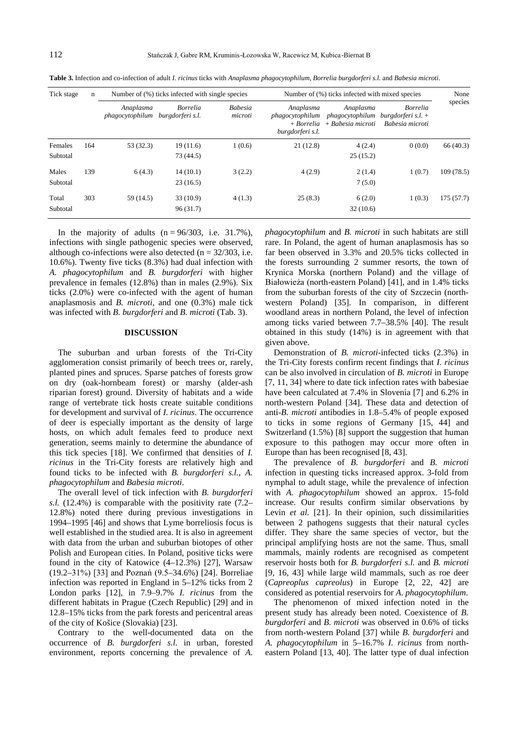**Table 3.** Infection and co-infection of adult *I. ricinus* ticks with *Anaplasma phagocytophilum*, *Borrelia burgdorferi s.l.* and *Babesia microti*.

| Tick stage | n | Number of (%) ticks infected with single species | | | Number of (%) ticks infected with mixed species | | | None species |
|---|---|---|---|---|---|---|---|---|
| | | *Anaplasma phagocytophilum* | *Borrelia burgdorferi s.l.* | *Babesia microti* | *Anaplasma phagocytophilum + Borrelia burgdorferi s.l.* | *Anaplasma phagocytophilum + Babesia microti* | *Borrelia burgdorferi s.l. + Babesia microti* | |
| Females | 164 | 53 (32.3) | 19 (11.6) | 1 (0.6) | 21 (12.8) | 4 (2.4) | 0 (0.0) | 66 (40.3) |
| Subtotal | | | 73 (44.5) | | | 25 (15.2) | | |
| Males | 139 | 6 (4.3) | 14 (10.1) | 3 (2.2) | 4 (2.9) | 2 (1.4) | 1 (0.7) | 109 (78.5) |
| Subtotal | | | 23 (16.5) | | | 7 (5.0) | | |
| Total | 303 | 59 (14.5) | 33 (10.9) | 4 (1.3) | 25 (8.3) | 6 (2.0) | 1 (0.3) | 175 (57.7) |
| Subtotal | | | 96 (31.7) | | | 32 (10.6) | | |

In the majority of adults (n = 96/303, i.e. 31.7%), infections with single pathogenic species were observed, although co-infections were also detected (n = 32/303, i.e. 10.6%). Twenty five ticks (8.3%) had dual infection with *A. phagocytophilum* and *B. burgdorferi* with higher prevalence in females (12.8%) than in males (2.9%). Six ticks (2.0%) were co-infected with the agent of human anaplasmosis and *B. microti*, and one (0.3%) male tick was infected with *B. burgdorferi* and *B. microti* (Tab. 3).

## DISCUSSION

The suburban and urban forests of the Tri-City agglomeration consist primarily of beech trees or, rarely, planted pines and spruces. Sparse patches of forests grow on dry (oak-hornbeam forest) or marshy (alder-ash riparian forest) ground. Diversity of habitats and a wide range of vertebrate tick hosts create suitable conditions for development and survival of *I. ricinus*. The occurrence of deer is especially important as the density of large hosts, on which adult females feed to produce next generation, seems mainly to determine the abundance of this tick species [18]. We confirmed that densities of *I. ricinus* in the Tri-City forests are relatively high and found ticks to be infected with *B. burgdorferi s.l.*, *A. phagocytophilum* and *Babesia microti*.

The overall level of tick infection with *B. burgdorferi s.l.* (12.4%) is comparable with the positivity rate (7.2–12.8%) noted there during previous investigations in 1994–1995 [46] and shows that Lyme borreliosis focus is well established in the studied area. It is also in agreement with data from the urban and suburban biotopes of other Polish and European cities. In Poland, positive ticks were found in the city of Katowice (4–12.3%) [27], Warsaw (19.2–31%) [33] and Poznań (9.5–34.6%) [24]. Borreliae infection was reported in England in 5–12% ticks from 2 London parks [12], in 7.9–9.7% *I. ricinus* from the different habitats in Prague (Czech Republic) [29] and in 12.8–15% ticks from the park forests and pericentral areas of the city of Košice (Slovakia) [23].

Contrary to the well-documented data on the occurrence of *B. burgdorferi s.l.* in urban, forested environment, reports concerning the prevalence of *A. phagocytophilum* and *B. microti* in such habitats are still rare. In Poland, the agent of human anaplasmosis has so far been observed in 3.3% and 20.5% ticks collected in the forests surrounding 2 summer resorts, the town of Krynica Morska (northern Poland) and the village of Białowieża (north-eastern Poland) [41], and in 1.4% ticks from the suburban forests of the city of Szczecin (north-western Poland) [35]. In comparison, in different woodland areas in northern Poland, the level of infection among ticks varied between 7.7–38.5% [40]. The result obtained in this study (14%) is in agreement with that given above.

Demonstration of *B. microti*-infected ticks (2.3%) in the Tri-City forests confirm recent findings that *I. ricinus* can be also involved in circulation of *B. microti* in Europe [7, 11, 34] where to date tick infection rates with babesiae have been calculated at 7.4% in Slovenia [7] and 6.2% in north-western Poland [34]. These data and detection of anti-*B. microti* antibodies in 1.8–5.4% of people exposed to ticks in some regions of Germany [15, 44] and Switzerland (1.5%) [8] support the suggestion that human exposure to this pathogen may occur more often in Europe than has been recognised [8, 43].

The prevalence of *B. burgdorferi* and *B. microti* infection in questing ticks increased approx. 3-fold from nymphal to adult stage, while the prevalence of infection with *A. phagocytophilum* showed an approx. 15-fold increase. Our results confirm similar observations by Levin *et al.* [21]. In their opinion, such dissimilarities between 2 pathogens suggests that their natural cycles differ. They share the same species of vector, but the principal amplifying hosts are not the same. Thus, small mammals, mainly rodents are recognised as competent reservoir hosts both for *B. burgdorferi s.l.* and *B. microti* [9, 16, 43] while large wild mammals, such as roe deer (*Capreoplus capreolus*) in Europe [2, 22, 42] are considered as potential reservoirs for *A. phagocytophilum*.

The phenomenon of mixed infection noted in the present study has already been noted. Coexistence of *B. burgdorferi* and *B. microti* was observed in 0.6% of ticks from north-western Poland [37] while *B. burgdorferi* and *A. phagocytophilum* in 5–16.7% *I. ricinus* from north-eastern Poland [13, 40]. The latter type of dual infection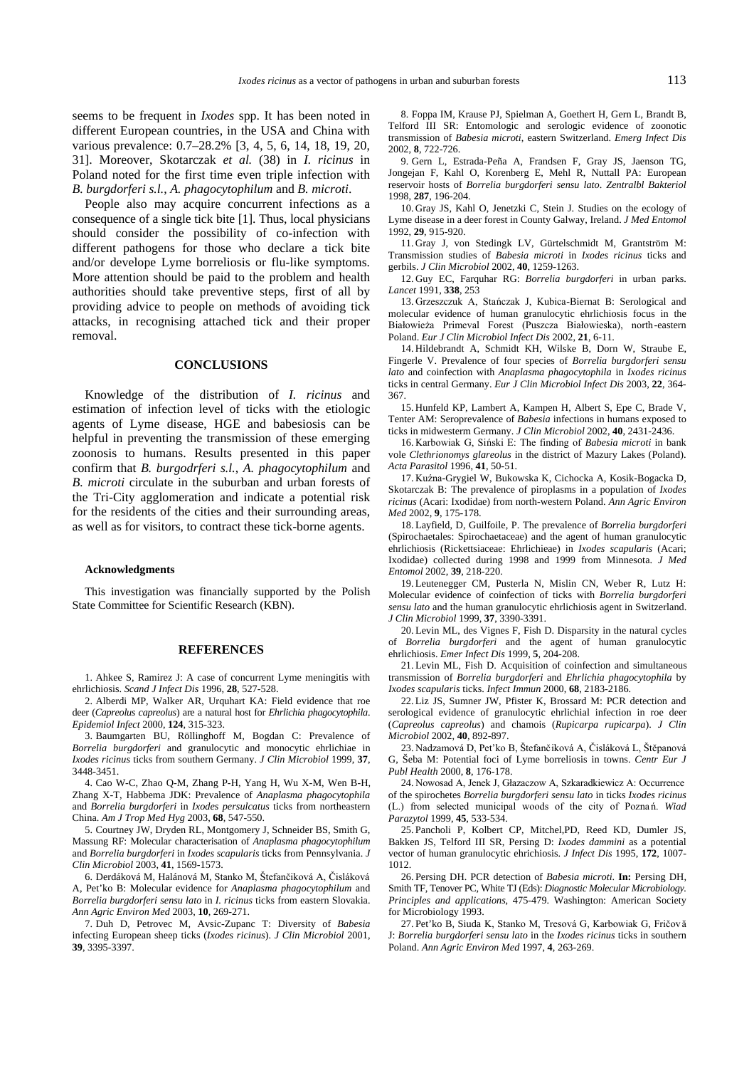seems to be frequent in *Ixodes* spp. It has been noted in different European countries, in the USA and China with various prevalence: 0.7–28.2% [3, 4, 5, 6, 14, 18, 19, 20, 31]. Moreover, Skotarczak *et al.* (38) in *I. ricinus* in Poland noted for the first time even triple infection with *B. burgdorferi s.l.*, *A. phagocytophilum* and *B. microti*.

People also may acquire concurrent infections as a consequence of a single tick bite [1]. Thus, local physicians should consider the possibility of co-infection with different pathogens for those who declare a tick bite and/or develope Lyme borreliosis or flu-like symptoms. More attention should be paid to the problem and health authorities should take preventive steps, first of all by providing advice to people on methods of avoiding tick attacks, in recognising attached tick and their proper removal.

## CONCLUSIONS

Knowledge of the distribution of *I. ricinus* and estimation of infection level of ticks with the etiologic agents of Lyme disease, HGE and babesiosis can be helpful in preventing the transmission of these emerging zoonosis to humans. Results presented in this paper confirm that *B. burgodrferi s.l.*, *A. phagocytophilum* and *B. microti* circulate in the suburban and urban forests of the Tri-City agglomeration and indicate a potential risk for the residents of the cities and their surrounding areas, as well as for visitors, to contract these tick-borne agents.

### Acknowledgments

This investigation was financially supported by the Polish State Committee for Scientific Research (KBN).

## REFERENCES

1. Ahkee S, Ramirez J: A case of concurrent Lyme meningitis with ehrlichiosis. *Scand J Infect Dis* 1996, **28**, 527-528.

2. Alberdi MP, Walker AR, Urquhart KA: Field evidence that roe deer (*Capreolus capreolus*) are a natural host for *Ehrlichia phagocytophila*. *Epidemiol Infect* 2000, **124**, 315-323.

3. Baumgarten BU, Röllinghoff M, Bogdan C: Prevalence of *Borrelia burgdorferi* and granulocytic and monocytic ehrlichiae in *Ixodes ricinus* ticks from southern Germany. *J Clin Microbiol* 1999, **37**, 3448-3451.

4. Cao W-C, Zhao Q-M, Zhang P-H, Yang H, Wu X-M, Wen B-H, Zhang X-T, Habbema JDK: Prevalence of *Anaplasma phagocytophila* and *Borrelia burgdorferi* in *Ixodes persulcatus* ticks from northeastern China. *Am J Trop Med Hyg* 2003, **68**, 547-550.

5. Courtney JW, Dryden RL, Montgomery J, Schneider BS, Smith G, Massung RF: Molecular characterisation of *Anaplasma phagocytophilum* and *Borrelia burgdorferi* in *Ixodes scapularis* ticks from Pennsylvania. *J Clin Microbiol* 2003, **41**, 1569-1573.

6. Derdáková M, Halánová M, Stanko M, Štefančiková A, Čisláková A, Pet'ko B: Molecular evidence for *Anaplasma phagocytophilum* and *Borrelia burgdorferi sensu lato* in *I. ricinus* ticks from eastern Slovakia. *Ann Agric Environ Med* 2003, **10**, 269-271.

7. Duh D, Petrovec M, Avsic-Zupanc T: Diversity of *Babesia* infecting European sheep ticks (*Ixodes ricinus*). *J Clin Microbiol* 2001, **39**, 3395-3397.

8. Foppa IM, Krause PJ, Spielman A, Goethert H, Gern L, Brandt B, Telford III SR: Entomologic and serologic evidence of zoonotic transmission of *Babesia microti*, eastern Switzerland. *Emerg Infect Dis* 2002, **8**, 722-726.

9. Gern L, Estrada-Peña A, Frandsen F, Gray JS, Jaenson TG, Jongejan F, Kahl O, Korenberg E, Mehl R, Nuttall PA: European reservoir hosts of *Borrelia burgdorferi sensu lato*. *Zentralbl Bakteriol* 1998, **287**, 196-204.

10. Gray JS, Kahl O, Jenetzki C, Stein J. Studies on the ecology of Lyme disease in a deer forest in County Galway, Ireland. *J Med Entomol* 1992, **29**, 915-920.

11. Gray J, von Stedingk LV, Gürtelschmidt M, Grantström M: Transmission studies of *Babesia microti* in *Ixodes ricinus* ticks and gerbils. *J Clin Microbiol* 2002, **40**, 1259-1263.

12. Guy EC, Farquhar RG: *Borrelia burgdorferi* in urban parks. *Lancet* 1991, **338**, 253

13. Grzeszczuk A, Stańczak J, Kubica-Biernat B: Serological and molecular evidence of human granulocytic ehrlichiosis focus in the Białowieża Primeval Forest (Puszcza Białowieska), north-eastern Poland. *Eur J Clin Microbiol Infect Dis* 2002, **21**, 6-11.

14. Hildebrandt A, Schmidt KH, Wilske B, Dorn W, Straube E, Fingerle V. Prevalence of four species of *Borrelia burgdorferi sensu lato* and coinfection with *Anaplasma phagocytophila* in *Ixodes ricinus* ticks in central Germany. *Eur J Clin Microbiol Infect Dis* 2003, **22**, 364-367.

15. Hunfeld KP, Lambert A, Kampen H, Albert S, Epe C, Brade V, Tenter AM: Seroprevalence of *Babesia* infections in humans exposed to ticks in midwesterm Germany. *J Clin Microbiol* 2002, **40**, 2431-2436.

16. Karbowiak G, Siński E: The finding of *Babesia microti* in bank vole *Clethrionomys glareolus* in the district of Mazury Lakes (Poland). *Acta Parasitol* 1996, **41**, 50-51.

17. Kuźna-Grygiel W, Bukowska K, Cichocka A, Kosik-Bogacka D, Skotarczak B: The prevalence of piroplasms in a population of *Ixodes ricinus* (Acari: Ixodidae) from north-western Poland. *Ann Agric Environ Med* 2002, **9**, 175-178.

18. Layfield, D, Guilfoile, P. The prevalence of *Borrelia burgdorferi* (Spirochaetales: Spirochaetaceae) and the agent of human granulocytic ehrlichiosis (Rickettsiaceae: Ehrlichieae) in *Ixodes scapularis* (Acari; Ixodidae) collected during 1998 and 1999 from Minnesota. *J Med Entomol* 2002, **39**, 218-220.

19. Leutenegger CM, Pusterla N, Mislin CN, Weber R, Lutz H: Molecular evidence of coinfection of ticks with *Borrelia burgdorferi sensu lato* and the human granulocytic ehrlichiosis agent in Switzerland. *J Clin Microbiol* 1999, **37**, 3390-3391.

20. Levin ML, des Vignes F, Fish D. Disparsity in the natural cycles of *Borrelia burgdorferi* and the agent of human granulocytic ehrlichiosis. *Emer Infect Dis* 1999, **5**, 204-208.

21. Levin ML, Fish D. Acquisition of coinfection and simultaneous transmission of *Borrelia burgdorferi* and *Ehrlichia phagocytophila* by *Ixodes scapularis* ticks. *Infect Immun* 2000, **68**, 2183-2186.

22. Liz JS, Sumner JW, Pfister K, Brossard M: PCR detection and serological evidence of granulocytic ehrlichial infection in roe deer (*Capreolus capreolus*) and chamois (*Rupicarpa rupicarpa*). *J Clin Microbiol* 2002, **40**, 892-897.

23. Nadzamová D, Pet'ko B, Štefančiková A, Čisláková L, Štěpanová G, Šeba M: Potential foci of Lyme borreliosis in towns. *Centr Eur J Publ Health* 2000, **8**, 176-178.

24. Nowosad A, Jenek J, Głazaczow A, Szkaradkiewicz A: Occurrence of the spirochetes *Borrelia burgdorferi sensu lato* in ticks *Ixodes ricinus* (L.) from selected municipal woods of the city of Poznań. *Wiad Parazytol* 1999, **45**, 533-534.

25. Pancholi P, Kolbert CP, Mitchel,PD, Reed KD, Dumler JS, Bakken JS, Telford III SR, Persing D: *Ixodes dammini* as a potential vector of human granulocytic ehrichiosis. *J Infect Dis* 1995, **172**, 1007-1012.

26. Persing DH. PCR detection of *Babesia microti*. **In:** Persing DH, Smith TF, Tenover PC, White TJ (Eds): *Diagnostic Molecular Microbiology. Principles and applications*, 475-479. Washington: American Society for Microbiology 1993.

27. Pet'ko B, Siuda K, Stanko M, Tresová G, Karbowiak G, Fričovă J: *Borrelia burgdorferi sensu lato* in the *Ixodes ricinus* ticks in southern Poland. *Ann Agric Environ Med* 1997, **4**, 263-269.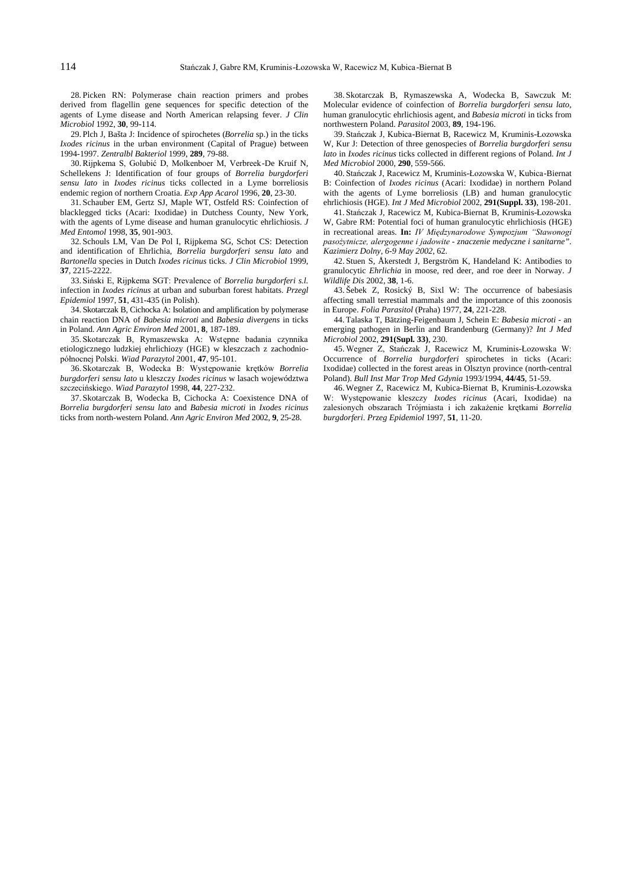28. Picken RN: Polymerase chain reaction primers and probes derived from flagellin gene sequences for specific detection of the agents of Lyme disease and North American relapsing fever. *J Clin Microbiol* 1992, **30**, 99-114.

29. Plch J, Bašta J: Incidence of spirochetes (*Borrelia* sp.) in the ticks *Ixodes ricinus* in the urban environment (Capital of Prague) between 1994-1997. *Zentralbl Bakteriol* 1999, **289**, 79-88.

30. Rijpkema S, Golubić D, Molkenboer M, Verbreek-De Kruif N, Schellekens J: Identification of four groups of *Borrelia burgdorferi sensu lato* in *Ixodes ricinus* ticks collected in a Lyme borreliosis endemic region of northern Croatia. *Exp App Acarol* 1996, **20**, 23-30.

31. Schauber EM, Gertz SJ, Maple WT, Ostfeld RS: Coinfection of blacklegged ticks (Acari: Ixodidae) in Dutchess County, New York, with the agents of Lyme disease and human granulocytic ehrlichiosis. *J Med Entomol* 1998, **35**, 901-903.

32. Schouls LM, Van De Pol I, Rijpkema SG, Schot CS: Detection and identification of Ehrlichia, *Borrelia burgdorferi sensu lato* and *Bartonella* species in Dutch *Ixodes ricinus* ticks. *J Clin Microbiol* 1999, **37**, 2215-2222.

33. Siński E, Rijpkema SGT: Prevalence of *Borrelia burgdorferi s.l.* infection in *Ixodes ricinus* at urban and suburban forest habitats. *Przegl Epidemiol* 1997, **51**, 431-435 (in Polish).

34. Skotarczak B, Cichocka A: Isolation and amplification by polymerase chain reaction DNA of *Babesia microti* and *Babesia divergens* in ticks in Poland. *Ann Agric Environ Med* 2001, **8**, 187-189.

35. Skotarczak B, Rymaszewska A: Wstępne badania czynnika etiologicznego ludzkiej ehrlichiozy (HGE) w kleszczach z zachodnio-północnej Polski. *Wiad Parazytol* 2001, **47**, 95-101.

36. Skotarczak B, Wodecka B: Występowanie krętków *Borrelia burgdorferi sensu lato* u kleszczy *Ixodes ricinus* w lasach województwa szczecińskiego. *Wiad Parazytol* 1998, **44**, 227-232.

37. Skotarczak B, Wodecka B, Cichocka A: Coexistence DNA of *Borrelia burgdorferi sensu lato* and *Babesia microti* in *Ixodes ricinus* ticks from north-western Poland. *Ann Agric Environ Med* 2002, **9**, 25-28.

38. Skotarczak B, Rymaszewska A, Wodecka B, Sawczuk M: Molecular evidence of coinfection of *Borrelia burgdorferi sensu lato*, human granulocytic ehrlichiosis agent, and *Babesia microti* in ticks from northwestern Poland. *Parasitol* 2003, **89**, 194-196.

39. Stańczak J, Kubica-Biernat B, Racewicz M, Kruminis-Łozowska W, Kur J: Detection of three genospecies of *Borrelia burgdorferi sensu lato* in *Ixodes ricinus* ticks collected in different regions of Poland. *Int J Med Microbiol* 2000, **290**, 559-566.

40. Stańczak J, Racewicz M, Kruminis-Łozowska W, Kubica-Biernat B: Coinfection of *Ixodes ricinus* (Acari: Ixodidae) in northern Poland with the agents of Lyme borreliosis (LB) and human granulocytic ehrlichiosis (HGE). *Int J Med Microbiol* 2002, **291(Suppl. 33)**, 198-201.

41. Stańczak J, Racewicz M, Kubica-Biernat B, Kruminis-Łozowska W, Gabre RM: Potential foci of human granulocytic ehrlichiosis (HGE) in recreational areas. **In:** *IV Międzynarodowe Sympozjum "Stawonogi pasożytnicze, alergogenne i jadowite - znaczenie medyczne i sanitarne". Kazimierz Dolny, 6-9 May 2002*, 62.

42. Stuen S, Åkerstedt J, Bergström K, Handeland K: Antibodies to granulocytic *Ehrlichia* in moose, red deer, and roe deer in Norway. *J Wildlife Dis* 2002, **38**, 1-6.

43. Šebek Z, Rosický B, Sixl W: The occurrence of babesiasis affecting small terrestial mammals and the importance of this zoonosis in Europe. *Folia Parasitol* (Praha) 1977, **24**, 221-228.

44. Talaska T, Bätzing-Feigenbaum J, Schein E: *Babesia microti* - an emerging pathogen in Berlin and Brandenburg (Germany)? *Int J Med Microbiol* 2002, **291(Supl. 33)**, 230.

45. Wegner Z, Stańczak J, Racewicz M, Kruminis-Łozowska W: Occurrence of *Borrelia burgdorferi* spirochetes in ticks (Acari: Ixodidae) collected in the forest areas in Olsztyn province (north-central Poland). *Bull Inst Mar Trop Med Gdynia* 1993/1994, **44/45**, 51-59.

46. Wegner Z, Racewicz M, Kubica-Biernat B, Kruminis-Łozowska W: Występowanie kleszczy *Ixodes ricinus* (Acari, Ixodidae) na zalesionych obszarach Trójmiasta i ich zakażenie krętkami *Borrelia burgdorferi*. *Przeg Epidemiol* 1997, **51**, 11-20.